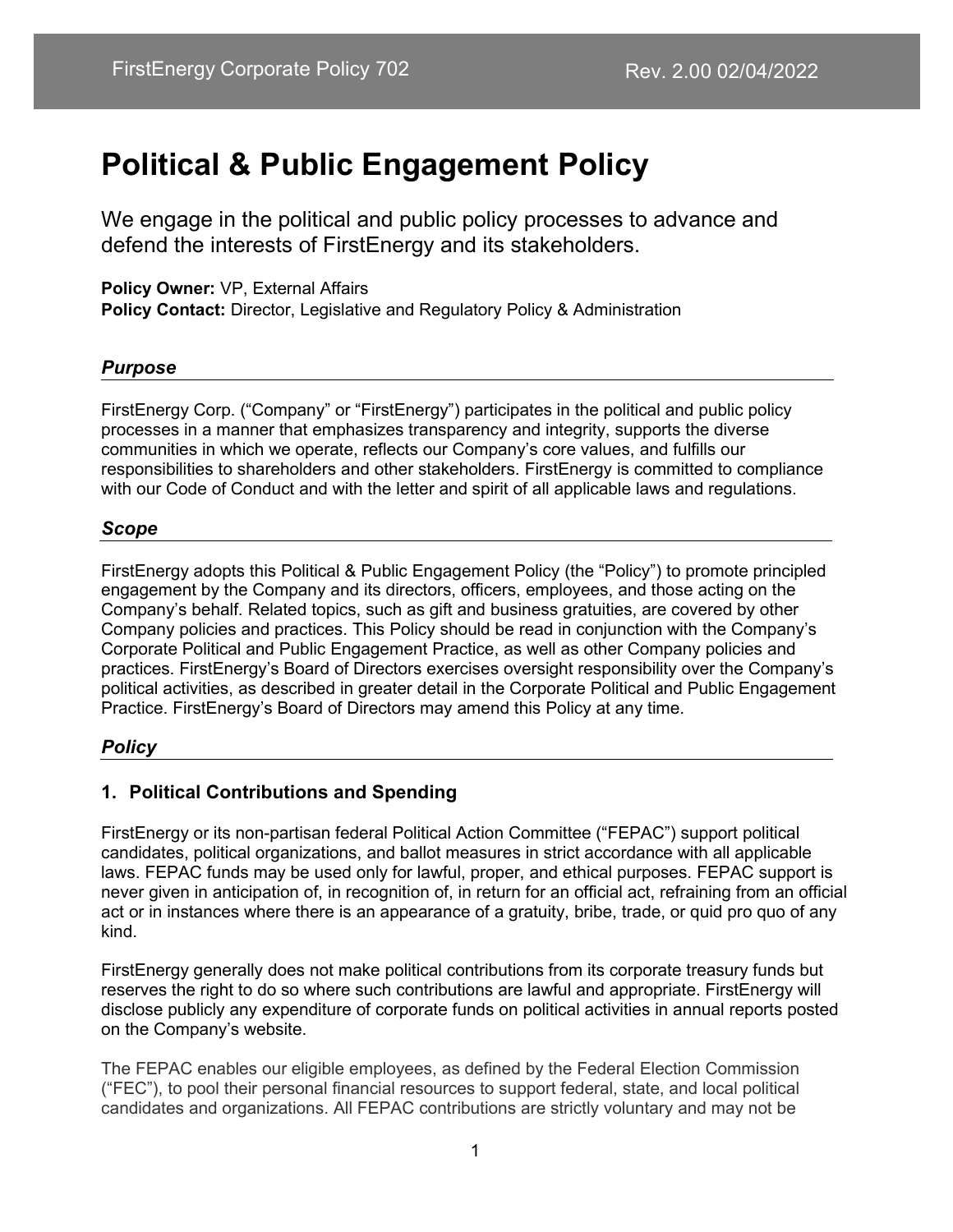# Political & Public Engagement Policy

We engage in the political and public policy processes to advance and defend the interests of FirstEnergy and its stakeholders.

**Policy Owner:** VP, External Affairs
**Policy Contact:** Director, Legislative and Regulatory Policy & Administration

## *Purpose*

FirstEnergy Corp. ("Company" or "FirstEnergy") participates in the political and public policy processes in a manner that emphasizes transparency and integrity, supports the diverse communities in which we operate, reflects our Company's core values, and fulfills our responsibilities to shareholders and other stakeholders. FirstEnergy is committed to compliance with our Code of Conduct and with the letter and spirit of all applicable laws and regulations.

## *Scope*

FirstEnergy adopts this Political & Public Engagement Policy (the "Policy") to promote principled engagement by the Company and its directors, officers, employees, and those acting on the Company's behalf. Related topics, such as gift and business gratuities, are covered by other Company policies and practices. This Policy should be read in conjunction with the Company's Corporate Political and Public Engagement Practice, as well as other Company policies and practices. FirstEnergy's Board of Directors exercises oversight responsibility over the Company's political activities, as described in greater detail in the Corporate Political and Public Engagement Practice. FirstEnergy's Board of Directors may amend this Policy at any time.

## *Policy*

### 1. Political Contributions and Spending

FirstEnergy or its non-partisan federal Political Action Committee ("FEPAC") support political candidates, political organizations, and ballot measures in strict accordance with all applicable laws. FEPAC funds may be used only for lawful, proper, and ethical purposes. FEPAC support is never given in anticipation of, in recognition of, in return for an official act, refraining from an official act or in instances where there is an appearance of a gratuity, bribe, trade, or quid pro quo of any kind.

FirstEnergy generally does not make political contributions from its corporate treasury funds but reserves the right to do so where such contributions are lawful and appropriate. FirstEnergy will disclose publicly any expenditure of corporate funds on political activities in annual reports posted on the Company's website.

The FEPAC enables our eligible employees, as defined by the Federal Election Commission ("FEC"), to pool their personal financial resources to support federal, state, and local political candidates and organizations. All FEPAC contributions are strictly voluntary and may not be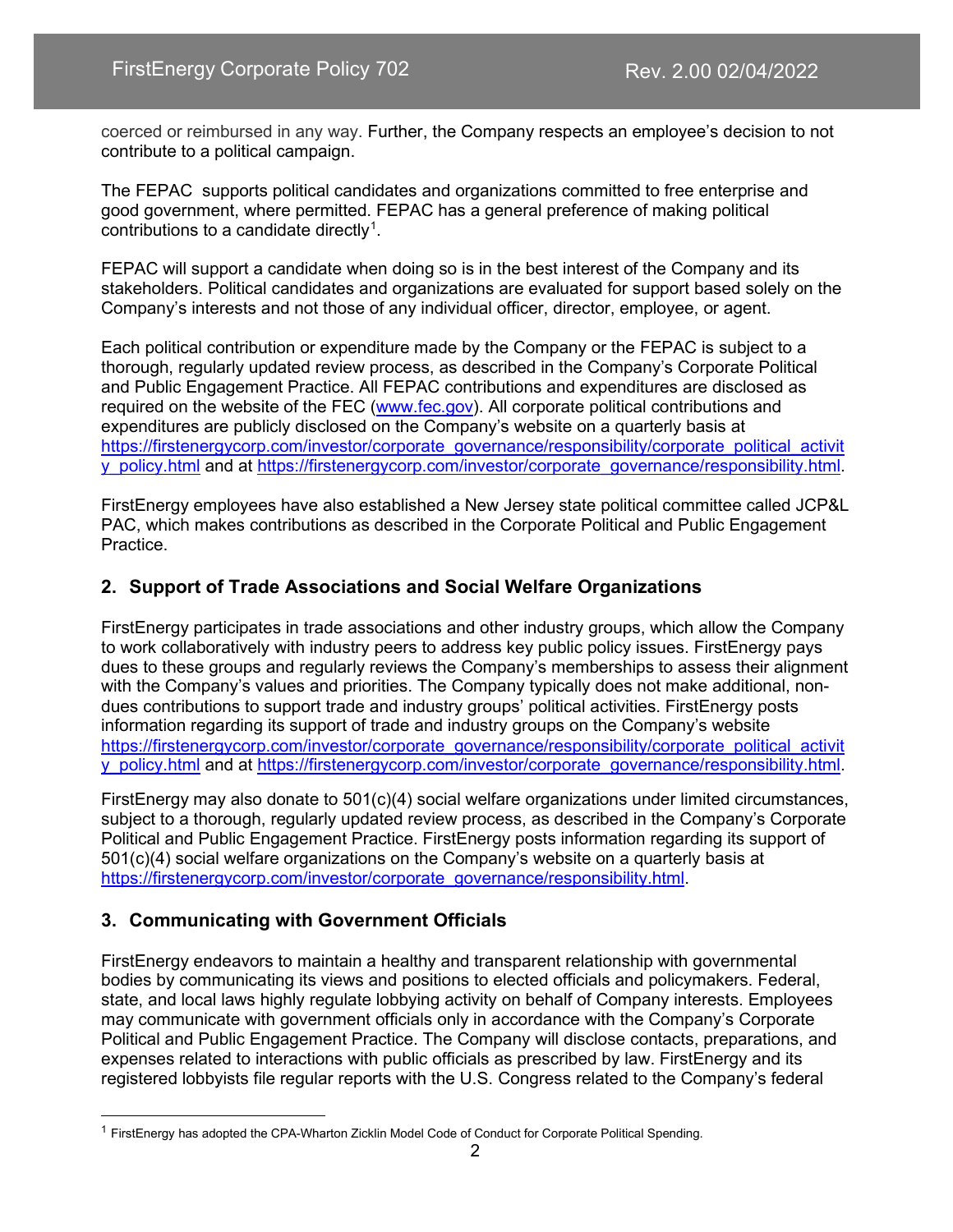coerced or reimbursed in any way. Further, the Company respects an employee's decision to not contribute to a political campaign.

The FEPAC supports political candidates and organizations committed to free enterprise and good government, where permitted. FEPAC has a general preference of making political contributions to a candidate directly[1].

FEPAC will support a candidate when doing so is in the best interest of the Company and its stakeholders. Political candidates and organizations are evaluated for support based solely on the Company's interests and not those of any individual officer, director, employee, or agent.

Each political contribution or expenditure made by the Company or the FEPAC is subject to a thorough, regularly updated review process, as described in the Company's Corporate Political and Public Engagement Practice. All FEPAC contributions and expenditures are disclosed as required on the website of the FEC (www.fec.gov). All corporate political contributions and expenditures are publicly disclosed on the Company's website on a quarterly basis at https://firstenergycorp.com/investor/corporate_governance/responsibility/corporate_political_activity_policy.html and at https://firstenergycorp.com/investor/corporate_governance/responsibility.html.

FirstEnergy employees have also established a New Jersey state political committee called JCP&L PAC, which makes contributions as described in the Corporate Political and Public Engagement Practice.

## 2. Support of Trade Associations and Social Welfare Organizations

FirstEnergy participates in trade associations and other industry groups, which allow the Company to work collaboratively with industry peers to address key public policy issues. FirstEnergy pays dues to these groups and regularly reviews the Company's memberships to assess their alignment with the Company's values and priorities. The Company typically does not make additional, non-dues contributions to support trade and industry groups' political activities. FirstEnergy posts information regarding its support of trade and industry groups on the Company's website https://firstenergycorp.com/investor/corporate_governance/responsibility/corporate_political_activity_policy.html and at https://firstenergycorp.com/investor/corporate_governance/responsibility.html.

FirstEnergy may also donate to 501(c)(4) social welfare organizations under limited circumstances, subject to a thorough, regularly updated review process, as described in the Company's Corporate Political and Public Engagement Practice. FirstEnergy posts information regarding its support of 501(c)(4) social welfare organizations on the Company's website on a quarterly basis at https://firstenergycorp.com/investor/corporate_governance/responsibility.html.

## 3. Communicating with Government Officials

FirstEnergy endeavors to maintain a healthy and transparent relationship with governmental bodies by communicating its views and positions to elected officials and policymakers. Federal, state, and local laws highly regulate lobbying activity on behalf of Company interests. Employees may communicate with government officials only in accordance with the Company's Corporate Political and Public Engagement Practice. The Company will disclose contacts, preparations, and expenses related to interactions with public officials as prescribed by law. FirstEnergy and its registered lobbyists file regular reports with the U.S. Congress related to the Company's federal

---

[1] FirstEnergy has adopted the CPA-Wharton Zicklin Model Code of Conduct for Corporate Political Spending.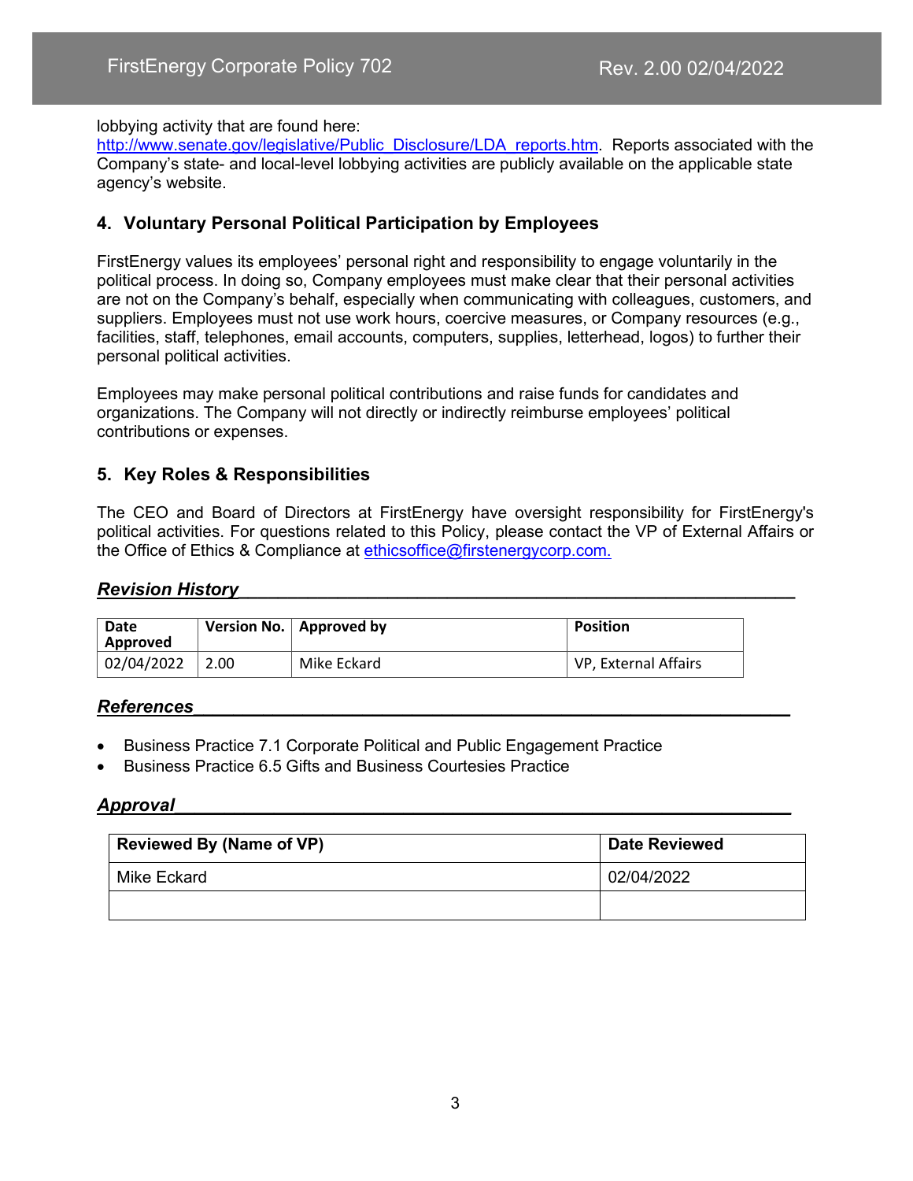lobbying activity that are found here: http://www.senate.gov/legislative/Public_Disclosure/LDA_reports.htm. Reports associated with the Company's state- and local-level lobbying activities are publicly available on the applicable state agency's website.

## 4. Voluntary Personal Political Participation by Employees

FirstEnergy values its employees' personal right and responsibility to engage voluntarily in the political process. In doing so, Company employees must make clear that their personal activities are not on the Company's behalf, especially when communicating with colleagues, customers, and suppliers. Employees must not use work hours, coercive measures, or Company resources (e.g., facilities, staff, telephones, email accounts, computers, supplies, letterhead, logos) to further their personal political activities.

Employees may make personal political contributions and raise funds for candidates and organizations. The Company will not directly or indirectly reimburse employees' political contributions or expenses.

## 5. Key Roles & Responsibilities

The CEO and Board of Directors at FirstEnergy have oversight responsibility for FirstEnergy's political activities. For questions related to this Policy, please contact the VP of External Affairs or the Office of Ethics & Compliance at ethicsoffice@firstenergycorp.com.

### *Revision History*

| Date Approved | Version No. | Approved by | Position |
|---|---|---|---|
| 02/04/2022 | 2.00 | Mike Eckard | VP, External Affairs |

### *References*

- Business Practice 7.1 Corporate Political and Public Engagement Practice
- Business Practice 6.5 Gifts and Business Courtesies Practice

### *Approval*

| Reviewed By (Name of VP) | Date Reviewed |
|---|---|
| Mike Eckard | 02/04/2022 |
| | |